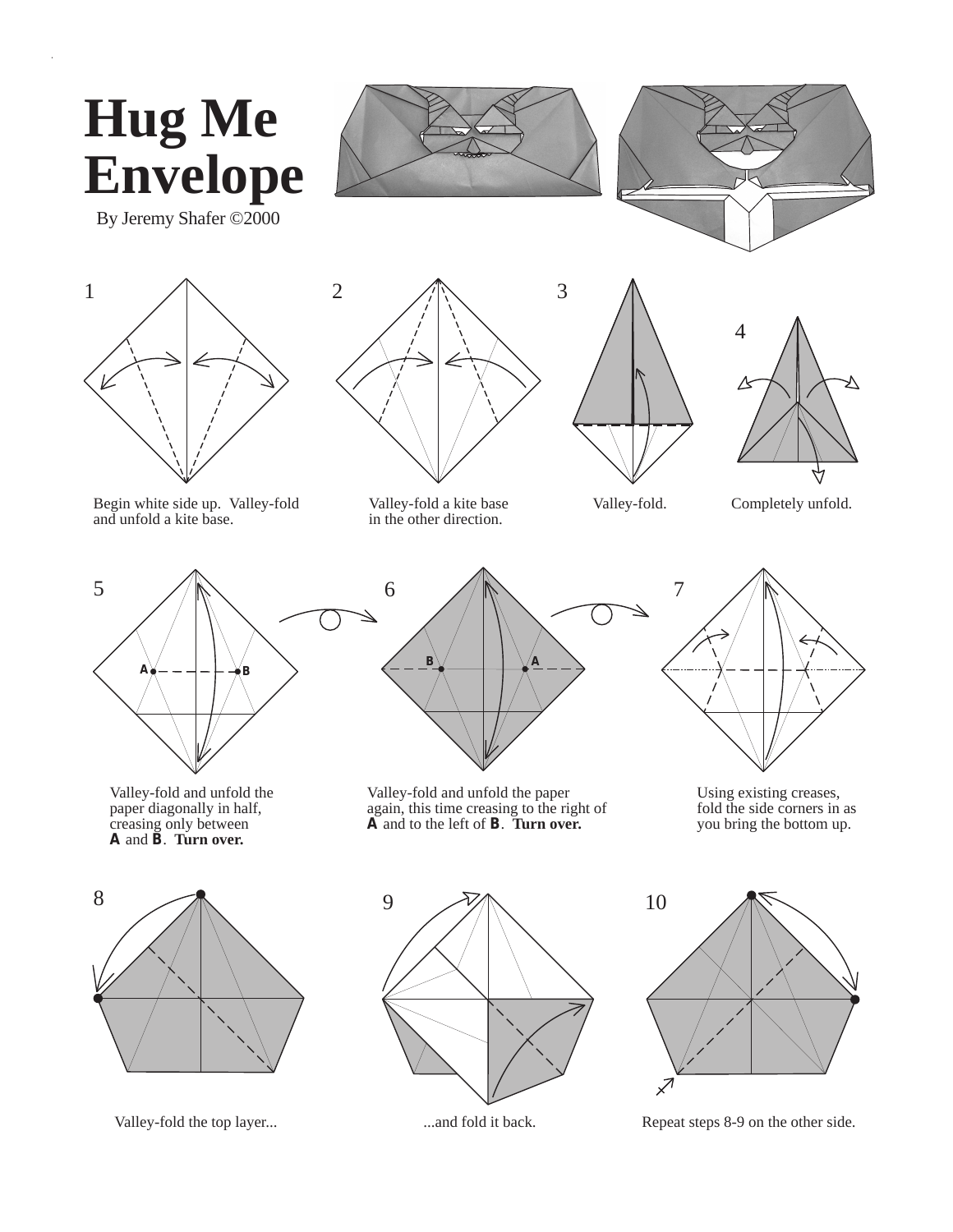# Hug Me Envelope

By Jeremy Shafer ©2000

1

Begin white side up. Valley-fold and unfold a kite base.

2

Valley-fold a kite base in the other direction.

3

Valley-fold.

4

Completely unfold.

5

Valley-fold and unfold the paper diagonally in half, creasing only between **A** and **B**. **Turn over.**

6

Valley-fold and unfold the paper again, this time creasing to the right of **A** and to the left of **B**. **Turn over.**

7

Using existing creases, fold the side corners in as you bring the bottom up.

8

Valley-fold the top layer...

9

...and fold it back.

10

Repeat steps 8-9 on the other side.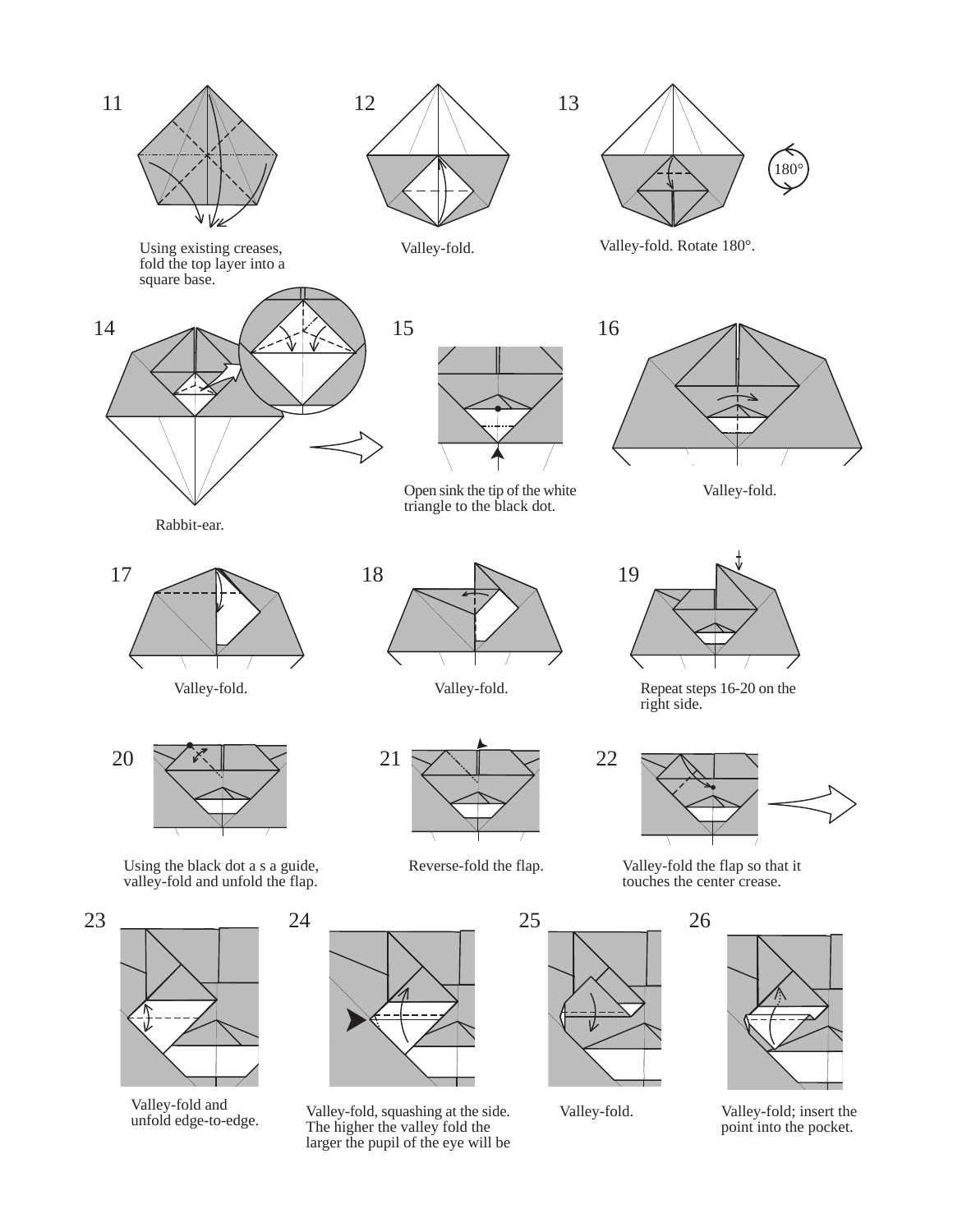11

Using existing creases, fold the top layer into a square base.

12

Valley-fold.

13

Valley-fold. Rotate 180°.

180°

14

Rabbit-ear.

15

Open sink the tip of the white triangle to the black dot.

16

Valley-fold.

17

Valley-fold.

18

Valley-fold.

19

Repeat steps 16-20 on the right side.

20

Using the black dot a s a guide, valley-fold and unfold the flap.

21

Reverse-fold the flap.

22

Valley-fold the flap so that it touches the center crease.

23

Valley-fold and unfold edge-to-edge.

24

Valley-fold, squashing at the side. The higher the valley fold the larger the pupil of the eye will be

25

Valley-fold.

26

Valley-fold; insert the point into the pocket.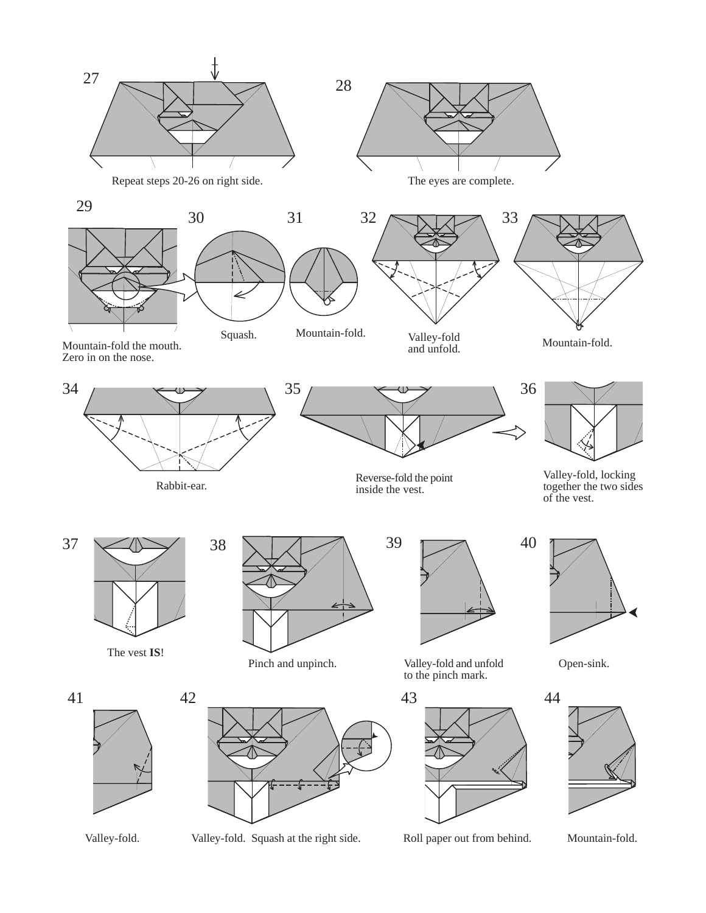27

Repeat steps 20-26 on right side.

28

The eyes are complete.

29

Mountain-fold the mouth.
Zero in on the nose.

30

Squash.

31

Mountain-fold.

32

Valley-fold
and unfold.

33

Mountain-fold.

34

Rabbit-ear.

35

Reverse-fold the point
inside the vest.

36

Valley-fold, locking
together the two sides
of the vest.

37

The vest **IS**!

38

Pinch and unpinch.

39

Valley-fold and unfold
to the pinch mark.

40

Open-sink.

41

Valley-fold.

42

Valley-fold. Squash at the right side.

43

Roll paper out from behind.

44

Mountain-fold.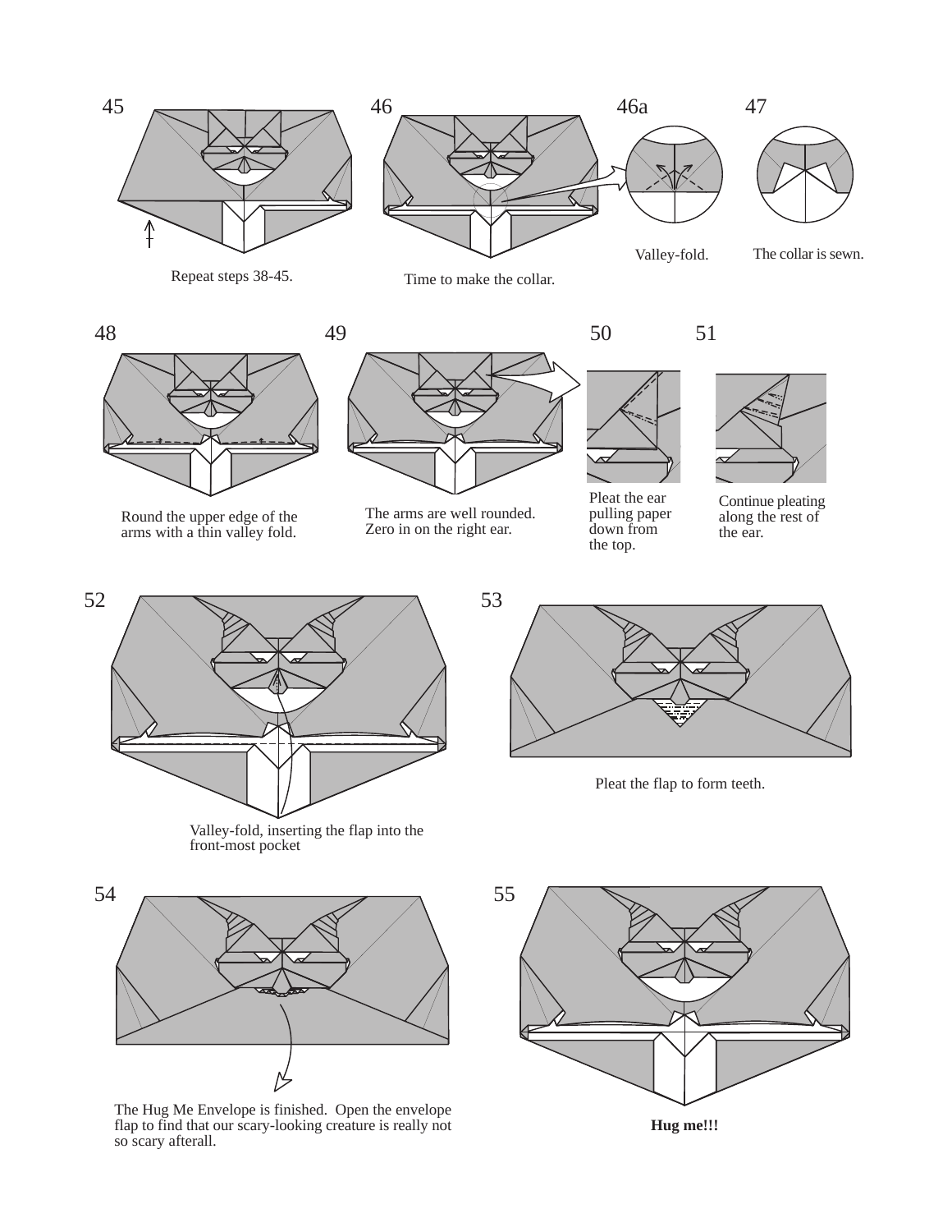45

Repeat steps 38-45.

46

Time to make the collar.

46a

Valley-fold.

47

The collar is sewn.

48

Round the upper edge of the arms with a thin valley fold.

49

The arms are well rounded. Zero in on the right ear.

50

Pleat the ear pulling paper down from the top.

51

Continue pleating along the rest of the ear.

52

Valley-fold, inserting the flap into the front-most pocket

53

Pleat the flap to form teeth.

54

The Hug Me Envelope is finished. Open the envelope flap to find that our scary-looking creature is really not so scary afterall.

55

**Hug me!!!**